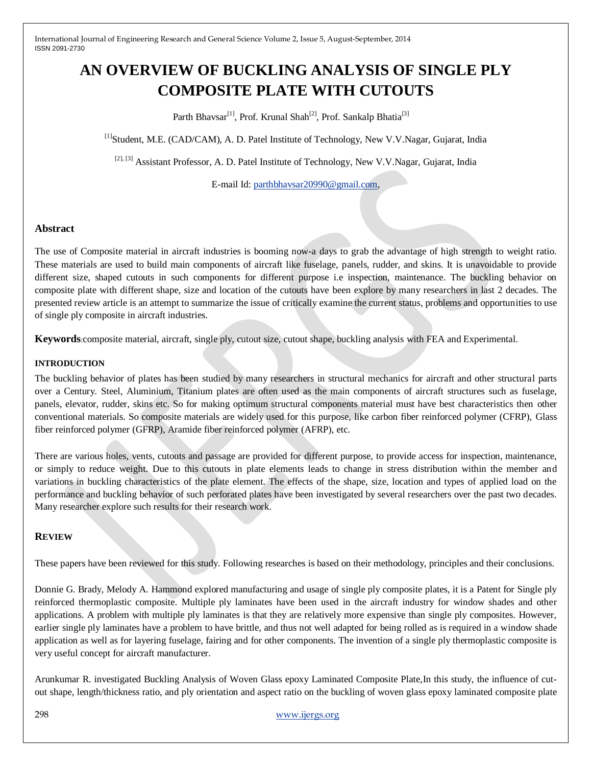# AN OVERVIEW OF BUCKLING ANALYSIS OF SINGLE PLY COMPOSITE PLATE WITH CUTOUTS

Parth Bhavsar[1], Prof. Krunal Shah[2], Prof. Sankalp Bhatia[3]

[1]Student, M.E. (CAD/CAM), A. D. Patel Institute of Technology, New V.V.Nagar, Gujarat, India

[2], [3] Assistant Professor, A. D. Patel Institute of Technology, New V.V.Nagar, Gujarat, India

E-mail Id: parthbhavsar20990@gmail.com,

## Abstract

The use of Composite material in aircraft industries is booming now-a days to grab the advantage of high strength to weight ratio. These materials are used to build main components of aircraft like fuselage, panels, rudder, and skins. It is unavoidable to provide different size, shaped cutouts in such components for different purpose i.e inspection, maintenance. The buckling behavior on composite plate with different shape, size and location of the cutouts have been explore by many researchers in last 2 decades. The presented review article is an attempt to summarize the issue of critically examine the current status, problems and opportunities to use of single ply composite in aircraft industries.

**Keywords**:composite material, aircraft, single ply, cutout size, cutout shape, buckling analysis with FEA and Experimental.

### INTRODUCTION

The buckling behavior of plates has been studied by many researchers in structural mechanics for aircraft and other structural parts over a Century. Steel, Aluminium, Titanium plates are often used as the main components of aircraft structures such as fuselage, panels, elevator, rudder, skins etc. So for making optimum structural components material must have best characteristics then other conventional materials. So composite materials are widely used for this purpose, like carbon fiber reinforced polymer (CFRP), Glass fiber reinforced polymer (GFRP), Aramide fiber reinforced polymer (AFRP), etc.

There are various holes, vents, cutouts and passage are provided for different purpose, to provide access for inspection, maintenance, or simply to reduce weight. Due to this cutouts in plate elements leads to change in stress distribution within the member and variations in buckling characteristics of the plate element. The effects of the shape, size, location and types of applied load on the performance and buckling behavior of such perforated plates have been investigated by several researchers over the past two decades. Many researcher explore such results for their research work.

### REVIEW

These papers have been reviewed for this study. Following researches is based on their methodology, principles and their conclusions.

Donnie G. Brady, Melody A. Hammond explored manufacturing and usage of single ply composite plates, it is a Patent for Single ply reinforced thermoplastic composite. Multiple ply laminates have been used in the aircraft industry for window shades and other applications. A problem with multiple ply laminates is that they are relatively more expensive than single ply composites. However, earlier single ply laminates have a problem to have brittle, and thus not well adapted for being rolled as is required in a window shade application as well as for layering fuselage, fairing and for other components. The invention of a single ply thermoplastic composite is very useful concept for aircraft manufacturer.

Arunkumar R. investigated Buckling Analysis of Woven Glass epoxy Laminated Composite Plate,In this study, the influence of cut-out shape, length/thickness ratio, and ply orientation and aspect ratio on the buckling of woven glass epoxy laminated composite plate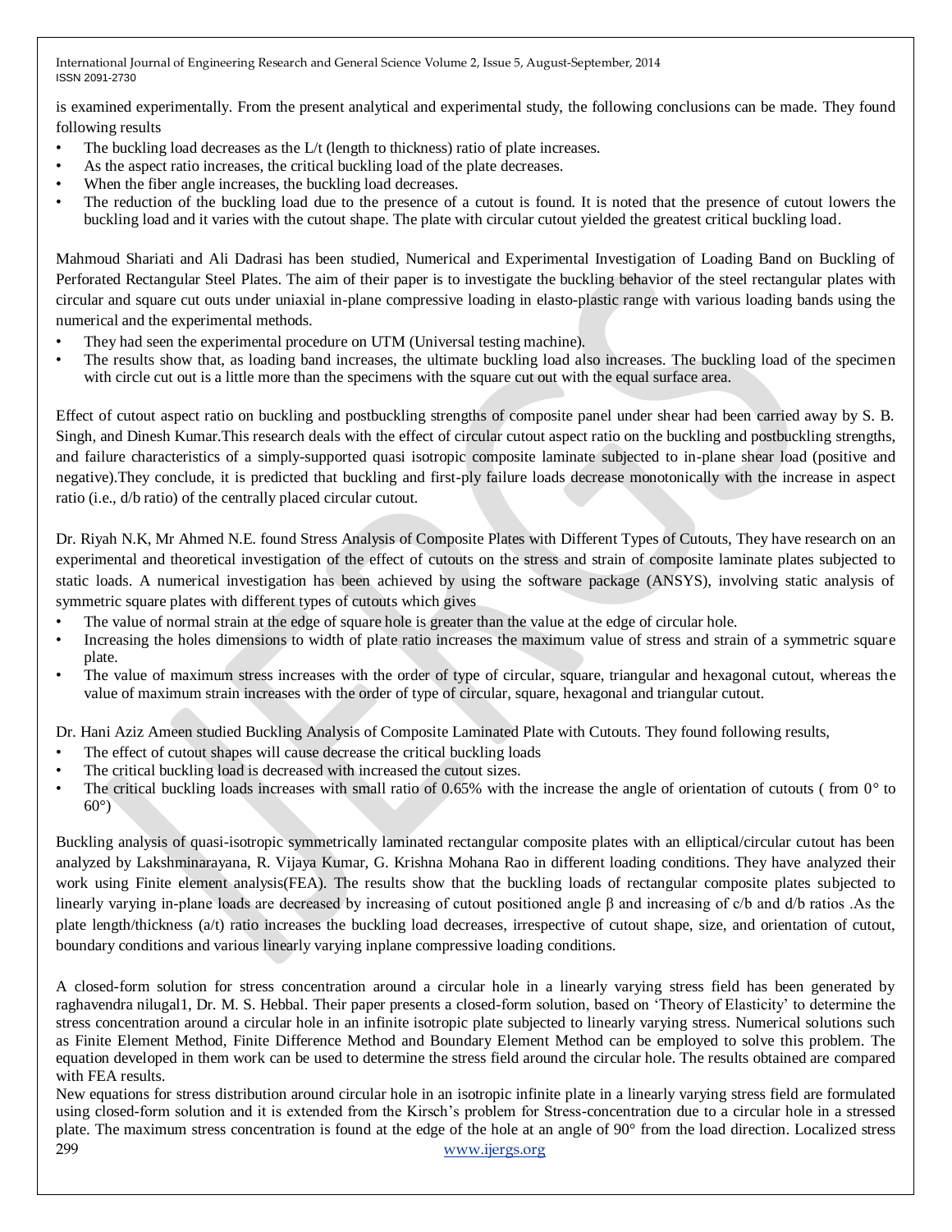is examined experimentally. From the present analytical and experimental study, the following conclusions can be made. They found following results

- The buckling load decreases as the L/t (length to thickness) ratio of plate increases.
- As the aspect ratio increases, the critical buckling load of the plate decreases.
- When the fiber angle increases, the buckling load decreases.
- The reduction of the buckling load due to the presence of a cutout is found. It is noted that the presence of cutout lowers the buckling load and it varies with the cutout shape. The plate with circular cutout yielded the greatest critical buckling load.

Mahmoud Shariati and Ali Dadrasi has been studied, Numerical and Experimental Investigation of Loading Band on Buckling of Perforated Rectangular Steel Plates. The aim of their paper is to investigate the buckling behavior of the steel rectangular plates with circular and square cut outs under uniaxial in-plane compressive loading in elasto-plastic range with various loading bands using the numerical and the experimental methods.

- They had seen the experimental procedure on UTM (Universal testing machine).
- The results show that, as loading band increases, the ultimate buckling load also increases. The buckling load of the specimen with circle cut out is a little more than the specimens with the square cut out with the equal surface area.

Effect of cutout aspect ratio on buckling and postbuckling strengths of composite panel under shear had been carried away by S. B. Singh, and Dinesh Kumar.This research deals with the effect of circular cutout aspect ratio on the buckling and postbuckling strengths, and failure characteristics of a simply-supported quasi isotropic composite laminate subjected to in-plane shear load (positive and negative).They conclude, it is predicted that buckling and first-ply failure loads decrease monotonically with the increase in aspect ratio (i.e., d/b ratio) of the centrally placed circular cutout.

Dr. Riyah N.K, Mr Ahmed N.E. found Stress Analysis of Composite Plates with Different Types of Cutouts, They have research on an experimental and theoretical investigation of the effect of cutouts on the stress and strain of composite laminate plates subjected to static loads. A numerical investigation has been achieved by using the software package (ANSYS), involving static analysis of symmetric square plates with different types of cutouts which gives

- The value of normal strain at the edge of square hole is greater than the value at the edge of circular hole.
- Increasing the holes dimensions to width of plate ratio increases the maximum value of stress and strain of a symmetric square plate.
- The value of maximum stress increases with the order of type of circular, square, triangular and hexagonal cutout, whereas the value of maximum strain increases with the order of type of circular, square, hexagonal and triangular cutout.

Dr. Hani Aziz Ameen studied Buckling Analysis of Composite Laminated Plate with Cutouts. They found following results,

- The effect of cutout shapes will cause decrease the critical buckling loads
- The critical buckling load is decreased with increased the cutout sizes.
- The critical buckling loads increases with small ratio of 0.65% with the increase the angle of orientation of cutouts ( from 0° to 60°)

Buckling analysis of quasi-isotropic symmetrically laminated rectangular composite plates with an elliptical/circular cutout has been analyzed by Lakshminarayana, R. Vijaya Kumar, G. Krishna Mohana Rao in different loading conditions. They have analyzed their work using Finite element analysis(FEA). The results show that the buckling loads of rectangular composite plates subjected to linearly varying in-plane loads are decreased by increasing of cutout positioned angle β and increasing of c/b and d/b ratios .As the plate length/thickness (a/t) ratio increases the buckling load decreases, irrespective of cutout shape, size, and orientation of cutout, boundary conditions and various linearly varying inplane compressive loading conditions.

A closed-form solution for stress concentration around a circular hole in a linearly varying stress field has been generated by raghavendra nilugal1, Dr. M. S. Hebbal. Their paper presents a closed-form solution, based on 'Theory of Elasticity' to determine the stress concentration around a circular hole in an infinite isotropic plate subjected to linearly varying stress. Numerical solutions such as Finite Element Method, Finite Difference Method and Boundary Element Method can be employed to solve this problem. The equation developed in them work can be used to determine the stress field around the circular hole. The results obtained are compared with FEA results.

New equations for stress distribution around circular hole in an isotropic infinite plate in a linearly varying stress field are formulated using closed-form solution and it is extended from the Kirsch's problem for Stress-concentration due to a circular hole in a stressed plate. The maximum stress concentration is found at the edge of the hole at an angle of 90° from the load direction. Localized stress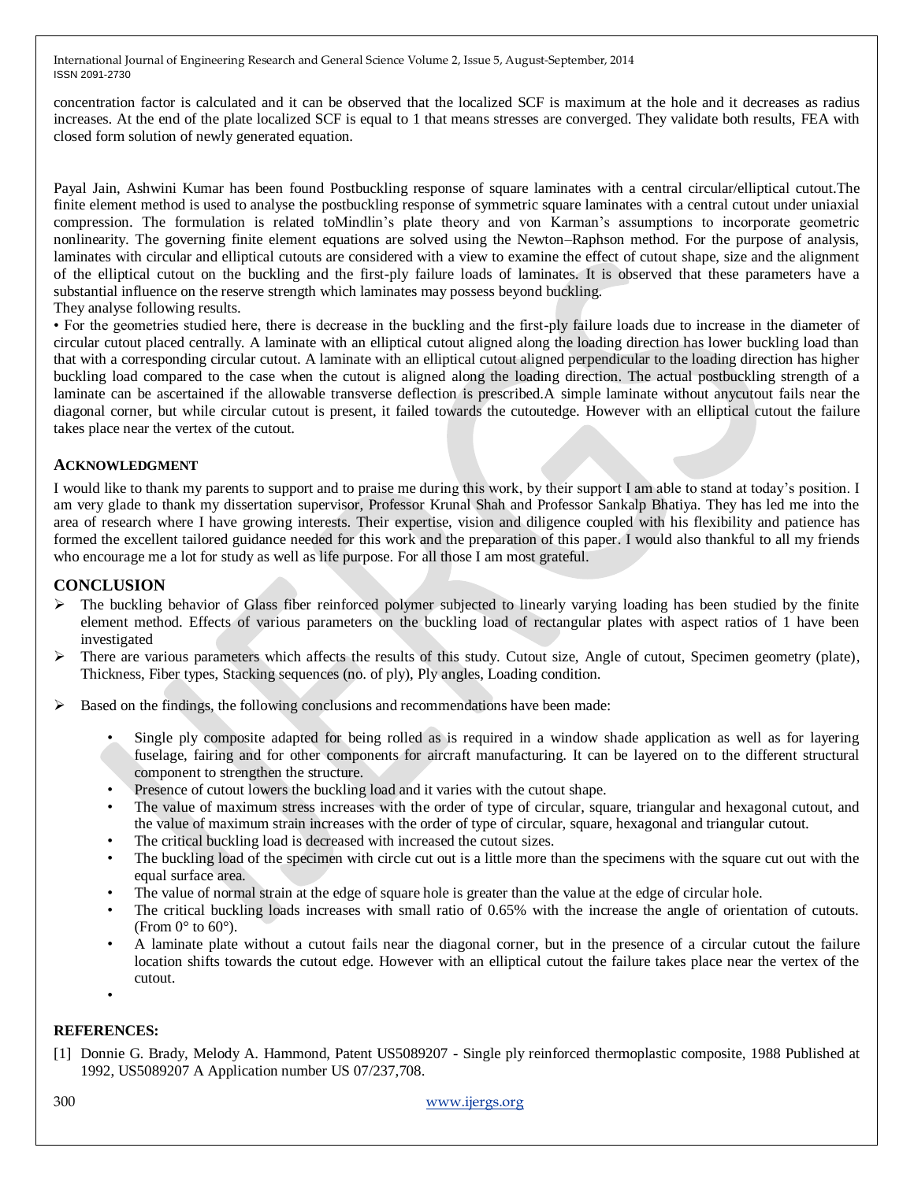concentration factor is calculated and it can be observed that the localized SCF is maximum at the hole and it decreases as radius increases. At the end of the plate localized SCF is equal to 1 that means stresses are converged. They validate both results, FEA with closed form solution of newly generated equation.

Payal Jain, Ashwini Kumar has been found Postbuckling response of square laminates with a central circular/elliptical cutout.The finite element method is used to analyse the postbuckling response of symmetric square laminates with a central cutout under uniaxial compression. The formulation is related toMindlin's plate theory and von Karman's assumptions to incorporate geometric nonlinearity. The governing finite element equations are solved using the Newton–Raphson method. For the purpose of analysis, laminates with circular and elliptical cutouts are considered with a view to examine the effect of cutout shape, size and the alignment of the elliptical cutout on the buckling and the first-ply failure loads of laminates. It is observed that these parameters have a substantial influence on the reserve strength which laminates may possess beyond buckling.
They analyse following results.

• For the geometries studied here, there is decrease in the buckling and the first-ply failure loads due to increase in the diameter of circular cutout placed centrally. A laminate with an elliptical cutout aligned along the loading direction has lower buckling load than that with a corresponding circular cutout. A laminate with an elliptical cutout aligned perpendicular to the loading direction has higher buckling load compared to the case when the cutout is aligned along the loading direction. The actual postbuckling strength of a laminate can be ascertained if the allowable transverse deflection is prescribed.A simple laminate without anycutout fails near the diagonal corner, but while circular cutout is present, it failed towards the cutoutedge. However with an elliptical cutout the failure takes place near the vertex of the cutout.

## ACKNOWLEDGMENT

I would like to thank my parents to support and to praise me during this work, by their support I am able to stand at today's position. I am very glade to thank my dissertation supervisor, Professor Krunal Shah and Professor Sankalp Bhatiya. They has led me into the area of research where I have growing interests. Their expertise, vision and diligence coupled with his flexibility and patience has formed the excellent tailored guidance needed for this work and the preparation of this paper. I would also thankful to all my friends who encourage me a lot for study as well as life purpose. For all those I am most grateful.

## CONCLUSION

- The buckling behavior of Glass fiber reinforced polymer subjected to linearly varying loading has been studied by the finite element method. Effects of various parameters on the buckling load of rectangular plates with aspect ratios of 1 have been investigated
- There are various parameters which affects the results of this study. Cutout size, Angle of cutout, Specimen geometry (plate), Thickness, Fiber types, Stacking sequences (no. of ply), Ply angles, Loading condition.
- Based on the findings, the following conclusions and recommendations have been made:
  - Single ply composite adapted for being rolled as is required in a window shade application as well as for layering fuselage, fairing and for other components for aircraft manufacturing. It can be layered on to the different structural component to strengthen the structure.
  - Presence of cutout lowers the buckling load and it varies with the cutout shape.
  - The value of maximum stress increases with the order of type of circular, square, triangular and hexagonal cutout, and the value of maximum strain increases with the order of type of circular, square, hexagonal and triangular cutout.
  - The critical buckling load is decreased with increased the cutout sizes.
  - The buckling load of the specimen with circle cut out is a little more than the specimens with the square cut out with the equal surface area.
  - The value of normal strain at the edge of square hole is greater than the value at the edge of circular hole.
  - The critical buckling loads increases with small ratio of 0.65% with the increase the angle of orientation of cutouts. (From 0° to 60°).
  - A laminate plate without a cutout fails near the diagonal corner, but in the presence of a circular cutout the failure location shifts towards the cutout edge. However with an elliptical cutout the failure takes place near the vertex of the cutout.
  -

## REFERENCES:

[1] Donnie G. Brady, Melody A. Hammond, Patent US5089207 - Single ply reinforced thermoplastic composite, 1988 Published at 1992, US5089207 A Application number US 07/237,708.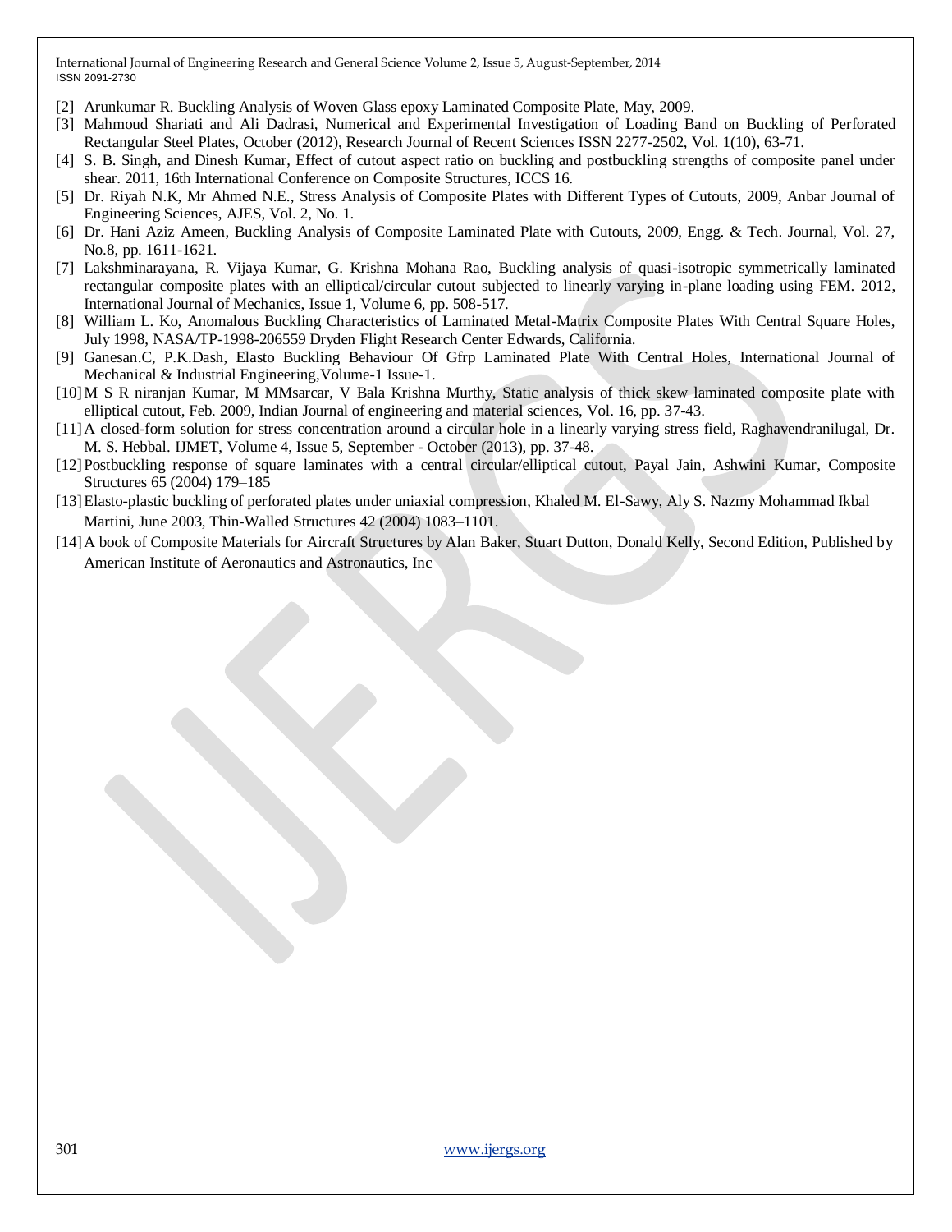[2] Arunkumar R. Buckling Analysis of Woven Glass epoxy Laminated Composite Plate, May, 2009.

[3] Mahmoud Shariati and Ali Dadrasi, Numerical and Experimental Investigation of Loading Band on Buckling of Perforated Rectangular Steel Plates, October (2012), Research Journal of Recent Sciences ISSN 2277-2502, Vol. 1(10), 63-71.

[4] S. B. Singh, and Dinesh Kumar, Effect of cutout aspect ratio on buckling and postbuckling strengths of composite panel under shear. 2011, 16th International Conference on Composite Structures, ICCS 16.

[5] Dr. Riyah N.K, Mr Ahmed N.E., Stress Analysis of Composite Plates with Different Types of Cutouts, 2009, Anbar Journal of Engineering Sciences, AJES, Vol. 2, No. 1.

[6] Dr. Hani Aziz Ameen, Buckling Analysis of Composite Laminated Plate with Cutouts, 2009, Engg. & Tech. Journal, Vol. 27, No.8, pp. 1611-1621.

[7] Lakshminarayana, R. Vijaya Kumar, G. Krishna Mohana Rao, Buckling analysis of quasi-isotropic symmetrically laminated rectangular composite plates with an elliptical/circular cutout subjected to linearly varying in-plane loading using FEM. 2012, International Journal of Mechanics, Issue 1, Volume 6, pp. 508-517.

[8] William L. Ko, Anomalous Buckling Characteristics of Laminated Metal-Matrix Composite Plates With Central Square Holes, July 1998, NASA/TP-1998-206559 Dryden Flight Research Center Edwards, California.

[9] Ganesan.C, P.K.Dash, Elasto Buckling Behaviour Of Gfrp Laminated Plate With Central Holes, International Journal of Mechanical & Industrial Engineering,Volume-1 Issue-1.

[10] M S R niranjan Kumar, M MMsarcar, V Bala Krishna Murthy, Static analysis of thick skew laminated composite plate with elliptical cutout, Feb. 2009, Indian Journal of engineering and material sciences, Vol. 16, pp. 37-43.

[11] A closed-form solution for stress concentration around a circular hole in a linearly varying stress field, Raghavendranilugal, Dr. M. S. Hebbal. IJMET, Volume 4, Issue 5, September - October (2013), pp. 37-48.

[12] Postbuckling response of square laminates with a central circular/elliptical cutout, Payal Jain, Ashwini Kumar, Composite Structures 65 (2004) 179–185

[13] Elasto-plastic buckling of perforated plates under uniaxial compression, Khaled M. El-Sawy, Aly S. Nazmy Mohammad Ikbal Martini, June 2003, Thin-Walled Structures 42 (2004) 1083–1101.

[14] A book of Composite Materials for Aircraft Structures by Alan Baker, Stuart Dutton, Donald Kelly, Second Edition, Published by American Institute of Aeronautics and Astronautics, Inc